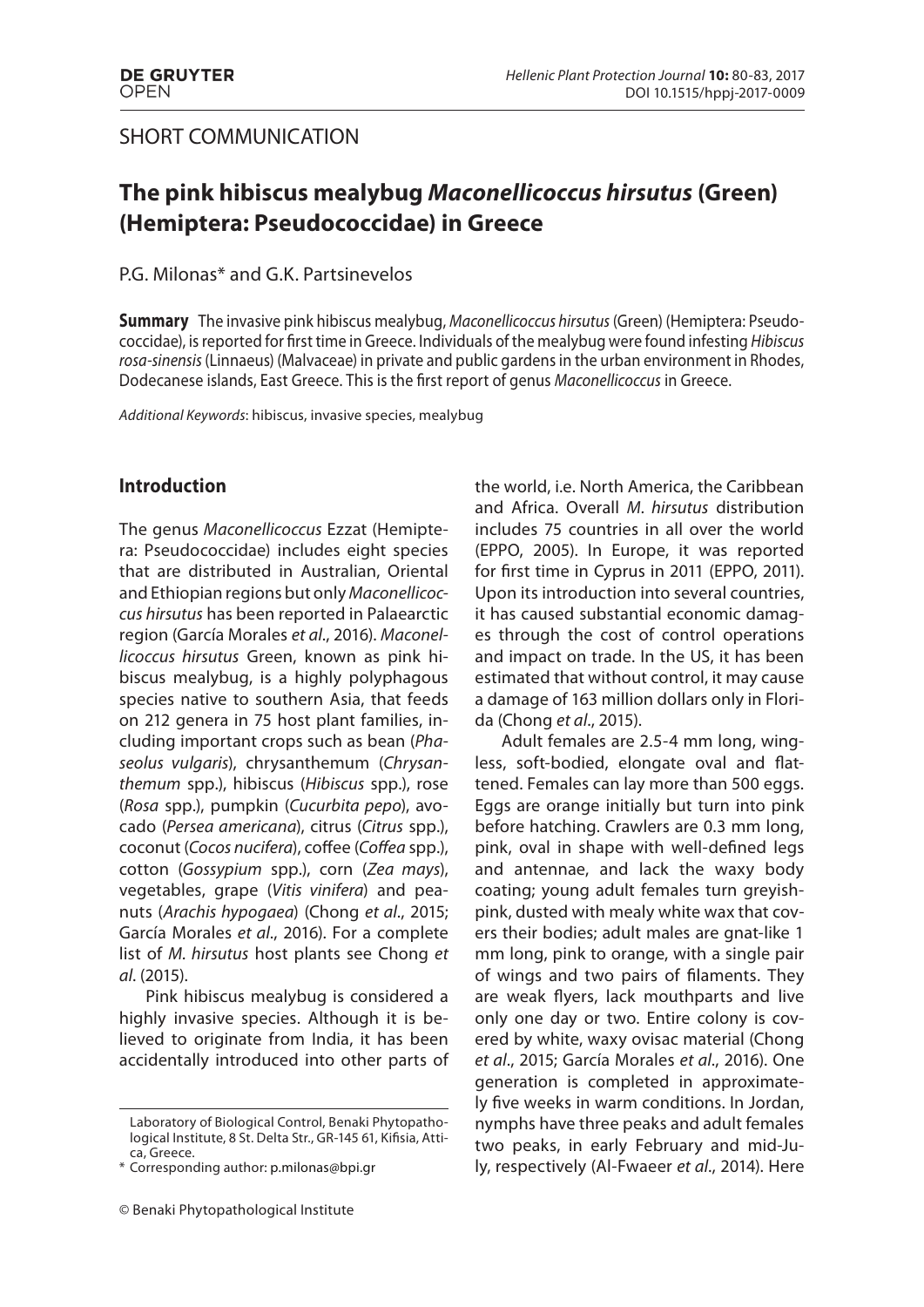SHORT COMMUNICATION

# The pink hibiscus mealybug *Maconellicoccus hirsutus* (Green) (Hemiptera: Pseudococcidae) in Greece

P.G. Milonas* and G.K. Partsinevelos

**Summary** The invasive pink hibiscus mealybug, *Maconellicoccus hirsutus* (Green) (Hemiptera: Pseudococcidae), is reported for first time in Greece. Individuals of the mealybug were found infesting *Hibiscus rosa-sinensis* (Linnaeus) (Malvaceae) in private and public gardens in the urban environment in Rhodes, Dodecanese islands, East Greece. This is the first report of genus *Maconellicoccus* in Greece.

*Additional Keywords*: hibiscus, invasive species, mealybug

## Introduction

The genus *Maconellicoccus* Ezzat (Hemiptera: Pseudococcidae) includes eight species that are distributed in Australian, Oriental and Ethiopian regions but only *Maconellicoccus hirsutus* has been reported in Palaearctic region (García Morales *et al*., 2016). *Maconellicoccus hirsutus* Green, known as pink hibiscus mealybug, is a highly polyphagous species native to southern Asia, that feeds on 212 genera in 75 host plant families, including important crops such as bean (*Phaseolus vulgaris*), chrysanthemum (*Chrysanthemum* spp.), hibiscus (*Hibiscus* spp.), rose (*Rosa* spp.), pumpkin (*Cucurbita pepo*), avocado (*Persea americana*), citrus (*Citrus* spp.), coconut (*Cocos nucifera*), coffee (*Coffea* spp.), cotton (*Gossypium* spp.), corn (*Zea mays*), vegetables, grape (*Vitis vinifera*) and peanuts (*Arachis hypogaea*) (Chong *et al*., 2015; García Morales *et al*., 2016). For a complete list of *M. hirsutus* host plants see Chong *et al*. (2015).

Pink hibiscus mealybug is considered a highly invasive species. Although it is believed to originate from India, it has been accidentally introduced into other parts of the world, i.e. North America, the Caribbean and Africa. Overall *M. hirsutus* distribution includes 75 countries in all over the world (EPPO, 2005). In Europe, it was reported for first time in Cyprus in 2011 (EPPO, 2011). Upon its introduction into several countries, it has caused substantial economic damages through the cost of control operations and impact on trade. In the US, it has been estimated that without control, it may cause a damage of 163 million dollars only in Florida (Chong *et al*., 2015).

Adult females are 2.5-4 mm long, wingless, soft-bodied, elongate oval and flattened. Females can lay more than 500 eggs. Eggs are orange initially but turn into pink before hatching. Crawlers are 0.3 mm long, pink, oval in shape with well-defined legs and antennae, and lack the waxy body coating; young adult females turn greyish-pink, dusted with mealy white wax that covers their bodies; adult males are gnat-like 1 mm long, pink to orange, with a single pair of wings and two pairs of filaments. They are weak flyers, lack mouthparts and live only one day or two. Entire colony is covered by white, waxy ovisac material (Chong *et al*., 2015; García Morales *et al*., 2016). One generation is completed in approximately five weeks in warm conditions. In Jordan, nymphs have three peaks and adult females two peaks, in early February and mid-July, respectively (Al-Fwaeer *et al*., 2014). Here

---

Laboratory of Biological Control, Benaki Phytopathological Institute, 8 St. Delta Str., GR-145 61, Kifisia, Attica, Greece.

\* Corresponding author: p.milonas@bpi.gr

© Benaki Phytopathological Institute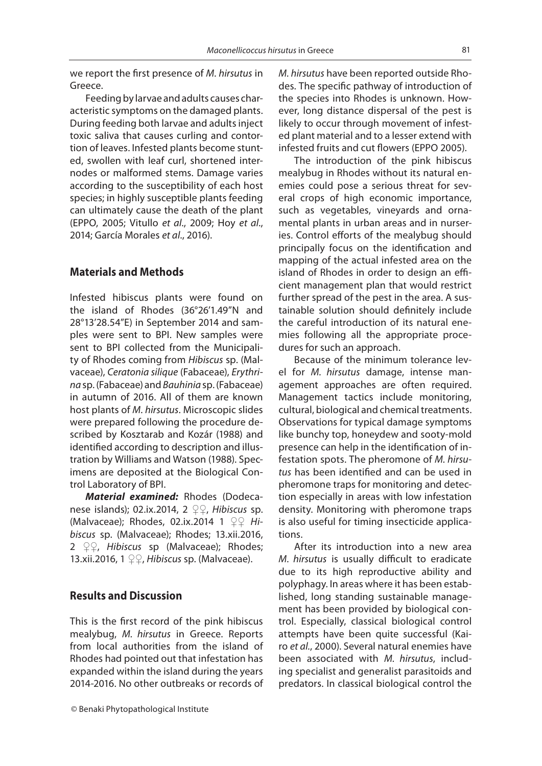we report the first presence of *M. hirsutus* in Greece.

Feeding by larvae and adults causes characteristic symptoms on the damaged plants. During feeding both larvae and adults inject toxic saliva that causes curling and contortion of leaves. Infested plants become stunted, swollen with leaf curl, shortened internodes or malformed stems. Damage varies according to the susceptibility of each host species; in highly susceptible plants feeding can ultimately cause the death of the plant (EPPO, 2005; Vitullo *et al*., 2009; Hoy *et al*., 2014; García Morales *et al*., 2016).

## Materials and Methods

Infested hibiscus plants were found on the island of Rhodes (36°26'1.49"N and 28°13'28.54"E) in September 2014 and samples were sent to BPI. New samples were sent to BPI collected from the Municipality of Rhodes coming from *Hibiscus* sp. (Malvaceae), *Ceratonia silique* (Fabaceae), *Erythrina* sp. (Fabaceae) and *Bauhinia* sp. (Fabaceae) in autumn of 2016. All of them are known host plants of *M. hirsutus*. Microscopic slides were prepared following the procedure described by Kosztarab and Kozár (1988) and identified according to description and illustration by Williams and Watson (1988). Specimens are deposited at the Biological Control Laboratory of BPI.

***Material examined:*** Rhodes (Dodecanese islands); 02.ix.2014, 2 ♀♀, *Hibiscus* sp. (Malvaceae); Rhodes, 02.ix.2014 1 ♀♀ *Hibiscus* sp. (Malvaceae); Rhodes; 13.xii.2016, 2 ♀♀, *Hibiscus* sp (Malvaceae); Rhodes; 13.xii.2016, 1 ♀♀, *Hibiscus* sp. (Malvaceae).

## Results and Discussion

This is the first record of the pink hibiscus mealybug, *M. hirsutus* in Greece. Reports from local authorities from the island of Rhodes had pointed out that infestation has expanded within the island during the years 2014-2016. No other outbreaks or records of *M. hirsutus* have been reported outside Rhodes. The specific pathway of introduction of the species into Rhodes is unknown. However, long distance dispersal of the pest is likely to occur through movement of infested plant material and to a lesser extend with infested fruits and cut flowers (EPPO 2005).

The introduction of the pink hibiscus mealybug in Rhodes without its natural enemies could pose a serious threat for several crops of high economic importance, such as vegetables, vineyards and ornamental plants in urban areas and in nurseries. Control efforts of the mealybug should principally focus on the identification and mapping of the actual infested area on the island of Rhodes in order to design an efficient management plan that would restrict further spread of the pest in the area. A sustainable solution should definitely include the careful introduction of its natural enemies following all the appropriate procedures for such an approach.

Because of the minimum tolerance level for *M. hirsutus* damage, intense management approaches are often required. Management tactics include monitoring, cultural, biological and chemical treatments. Observations for typical damage symptoms like bunchy top, honeydew and sooty-mold presence can help in the identification of infestation spots. The pheromone of *M. hirsutus* has been identified and can be used in pheromone traps for monitoring and detection especially in areas with low infestation density. Monitoring with pheromone traps is also useful for timing insecticide applications.

After its introduction into a new area *M. hirsutus* is usually difficult to eradicate due to its high reproductive ability and polyphagy. In areas where it has been established, long standing sustainable management has been provided by biological control. Especially, classical biological control attempts have been quite successful (Kairo *et al*., 2000). Several natural enemies have been associated with *M. hirsutus*, including specialist and generalist parasitoids and predators. In classical biological control the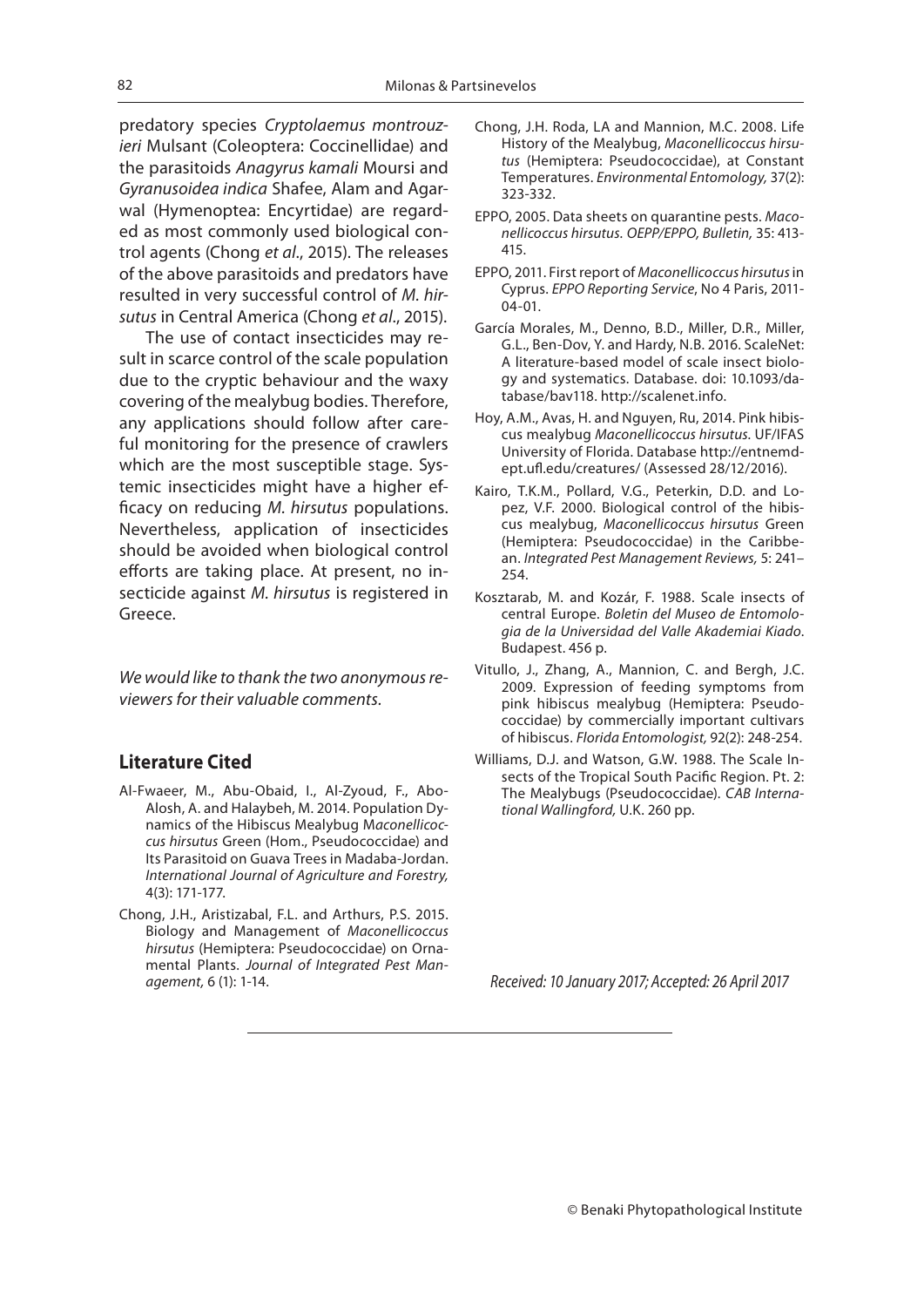predatory species *Cryptolaemus montrouzieri* Mulsant (Coleoptera: Coccinellidae) and the parasitoids *Anagyrus kamali* Moursi and *Gyranusoidea indica* Shafee, Alam and Agarwal (Hymenoptea: Encyrtidae) are regarded as most commonly used biological control agents (Chong *et al*., 2015). The releases of the above parasitoids and predators have resulted in very successful control of *M. hirsutus* in Central America (Chong *et al*., 2015).

The use of contact insecticides may result in scarce control of the scale population due to the cryptic behaviour and the waxy covering of the mealybug bodies. Therefore, any applications should follow after careful monitoring for the presence of crawlers which are the most susceptible stage. Systemic insecticides might have a higher efficacy on reducing *M. hirsutus* populations. Nevertheless, application of insecticides should be avoided when biological control efforts are taking place. At present, no insecticide against *M. hirsutus* is registered in Greece.

*We would like to thank the two anonymous reviewers for their valuable comments.*

## Literature Cited

Al-Fwaeer, M., Abu-Obaid, I., Al-Zyoud, F., Abo-Alosh, A. and Halaybeh, M. 2014. Population Dynamics of the Hibiscus Mealybug M*aconellicoccus hirsutus* Green (Hom., Pseudococcidae) and Its Parasitoid on Guava Trees in Madaba-Jordan. *International Journal of Agriculture and Forestry,* 4(3): 171-177.

Chong, J.H., Aristizabal, F.L. and Arthurs, P.S. 2015. Biology and Management of *Maconellicoccus hirsutus* (Hemiptera: Pseudococcidae) on Ornamental Plants. *Journal of Integrated Pest Management,* 6 (1): 1-14.

Chong, J.H. Roda, LA and Mannion, M.C. 2008. Life History of the Mealybug, *Maconellicoccus hirsutus* (Hemiptera: Pseudococcidae), at Constant Temperatures. *Environmental Entomology,* 37(2): 323-332.

EPPO, 2005. Data sheets on quarantine pests. *Maconellicoccus hirsutus. OEPP/EPPO, Bulletin,* 35: 413-415.

EPPO, 2011. First report of *Maconellicoccus hirsutus* in Cyprus. *EPPO Reporting Service*, No 4 Paris, 2011-04-01.

García Morales, M., Denno, B.D., Miller, D.R., Miller, G.L., Ben-Dov, Y. and Hardy, N.B. 2016. ScaleNet: A literature-based model of scale insect biology and systematics. Database. doi: 10.1093/database/bav118. http://scalenet.info.

Hoy, A.M., Avas, H. and Nguyen, Ru, 2014. Pink hibiscus mealybug *Maconellicoccus hirsutus.* UF/IFAS University of Florida. Database http://entnemdept.ufl.edu/creatures/ (Assessed 28/12/2016).

Kairo, T.K.M., Pollard, V.G., Peterkin, D.D. and Lopez, V.F. 2000. Biological control of the hibiscus mealybug, *Maconellicoccus hirsutus* Green (Hemiptera: Pseudococcidae) in the Caribbean. *Integrated Pest Management Reviews,* 5: 241–254.

Kosztarab, M. and Kozár, F. 1988. Scale insects of central Europe. *Boletin del Museo de Entomologia de la Universidad del Valle Akademiai Kiado*. Budapest. 456 p.

Vitullo, J., Zhang, A., Mannion, C. and Bergh, J.C. 2009. Expression of feeding symptoms from pink hibiscus mealybug (Hemiptera: Pseudococcidae) by commercially important cultivars of hibiscus. *Florida Entomologist,* 92(2): 248-254.

Williams, D.J. and Watson, G.W. 1988. The Scale Insects of the Tropical South Pacific Region. Pt. 2: The Mealybugs (Pseudococcidae). *CAB International Wallingford,* U.K. 260 pp.

*Received: 10 January 2017; Accepted: 26 April 2017*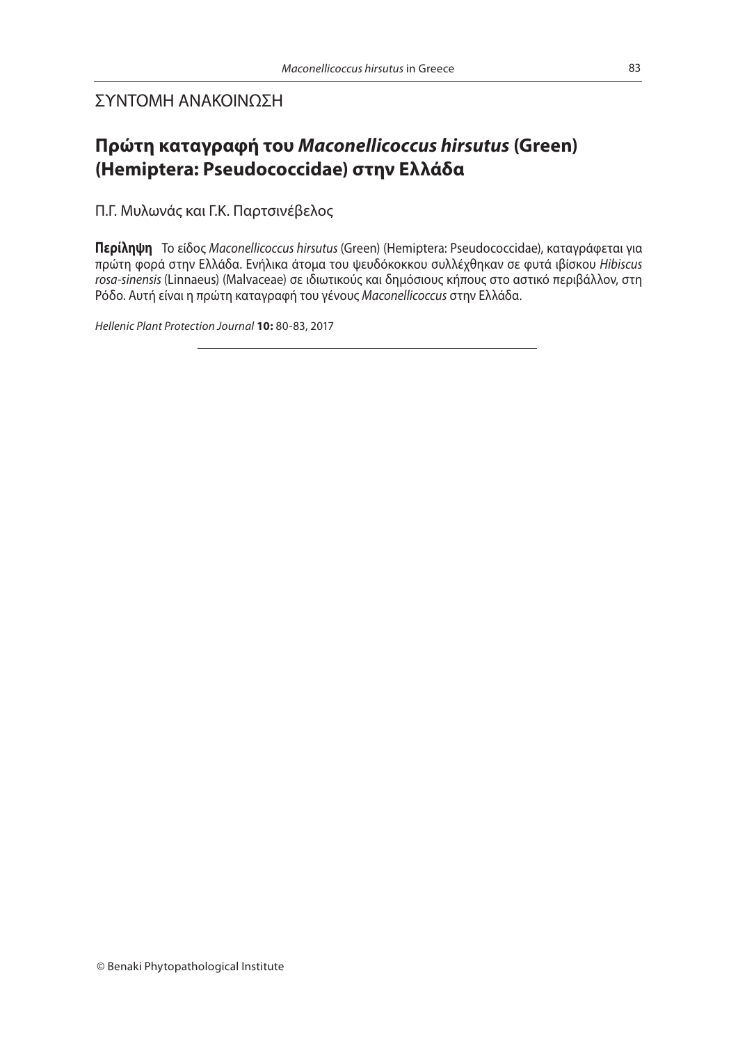ΣΥΝΤΟΜΗ ΑΝΑΚΟΙΝΩΣΗ

# Πρώτη καταγραφή του *Maconellicoccus hirsutus* (Green) (Hemiptera: Pseudococcidae) στην Ελλάδα

Π.Γ. Μυλωνάς και Γ.Κ. Παρτσινέβελος

**Περίληψη** Το είδος *Maconellicoccus hirsutus* (Green) (Hemiptera: Pseudococcidae), καταγράφεται για πρώτη φορά στην Ελλάδα. Ενήλικα άτομα του ψευδόκοκκου συλλέχθηκαν σε φυτά ιβίσκου *Hibiscus rosa-sinensis* (Linnaeus) (Malvaceae) σε ιδιωτικούς και δημόσιους κήπους στο αστικό περιβάλλον, στη Ρόδο. Αυτή είναι η πρώτη καταγραφή του γένους *Maconellicoccus* στην Ελλάδα.

*Hellenic Plant Protection Journal* **10:** 80-83, 2017

© Benaki Phytopathological Institute